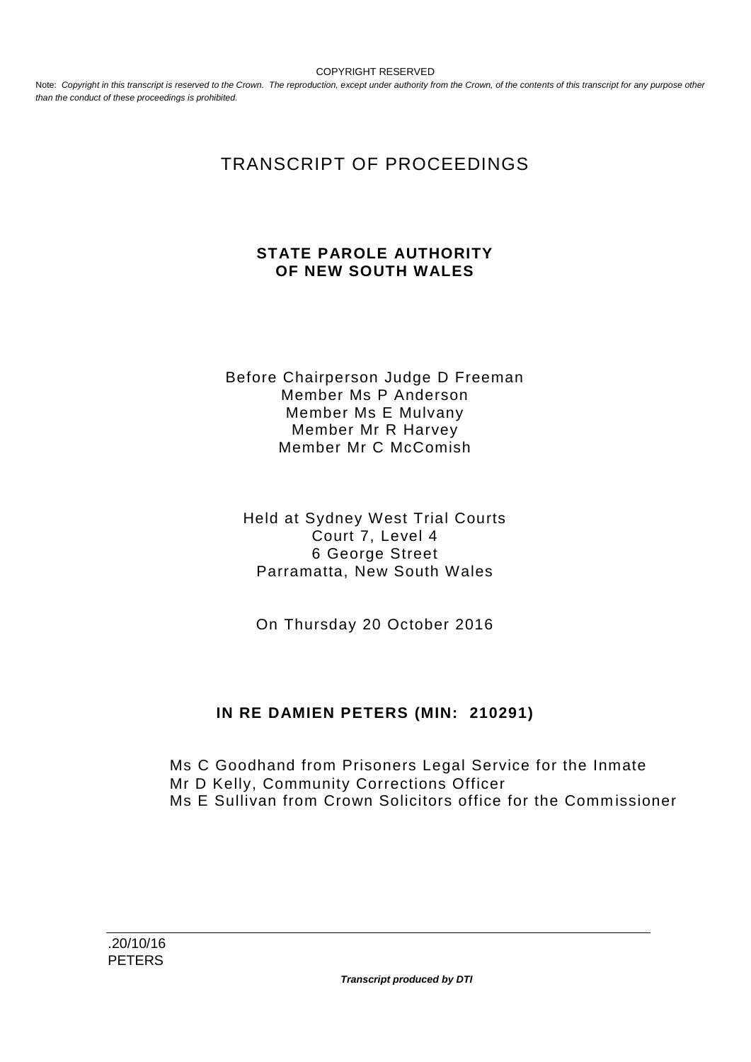COPYRIGHT RESERVED

Note: *Copyright in this transcript is reserved to the Crown. The reproduction, except under authority from the Crown, of the contents of this transcript for any purpose other than the conduct of these proceedings is prohibited.*

# TRANSCRIPT OF PROCEEDINGS

## STATE PAROLE AUTHORITY OF NEW SOUTH WALES

Before Chairperson Judge D Freeman
Member Ms P Anderson
Member Ms E Mulvany
Member Mr R Harvey
Member Mr C McComish

Held at Sydney West Trial Courts
Court 7, Level 4
6 George Street
Parramatta, New South Wales

On Thursday 20 October 2016

## IN RE DAMIEN PETERS (MIN: 210291)

Ms C Goodhand from Prisoners Legal Service for the Inmate
Mr D Kelly, Community Corrections Officer
Ms E Sullivan from Crown Solicitors office for the Commissioner

*Transcript produced by DTI*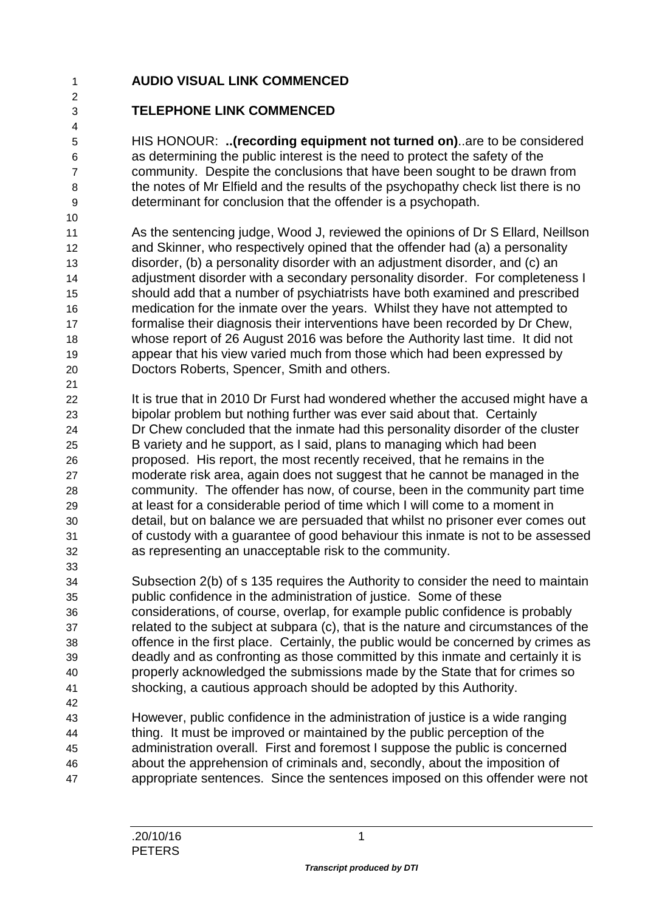**AUDIO VISUAL LINK COMMENCED**

**TELEPHONE LINK COMMENCED**

HIS HONOUR: **..(recording equipment not turned on)**..are to be considered as determining the public interest is the need to protect the safety of the community. Despite the conclusions that have been sought to be drawn from the notes of Mr Elfield and the results of the psychopathy check list there is no determinant for conclusion that the offender is a psychopath.

As the sentencing judge, Wood J, reviewed the opinions of Dr S Ellard, Neillson and Skinner, who respectively opined that the offender had (a) a personality disorder, (b) a personality disorder with an adjustment disorder, and (c) an adjustment disorder with a secondary personality disorder. For completeness I should add that a number of psychiatrists have both examined and prescribed medication for the inmate over the years. Whilst they have not attempted to formalise their diagnosis their interventions have been recorded by Dr Chew, whose report of 26 August 2016 was before the Authority last time. It did not appear that his view varied much from those which had been expressed by Doctors Roberts, Spencer, Smith and others.

It is true that in 2010 Dr Furst had wondered whether the accused might have a bipolar problem but nothing further was ever said about that. Certainly Dr Chew concluded that the inmate had this personality disorder of the cluster B variety and he support, as I said, plans to managing which had been proposed. His report, the most recently received, that he remains in the moderate risk area, again does not suggest that he cannot be managed in the community. The offender has now, of course, been in the community part time at least for a considerable period of time which I will come to a moment in detail, but on balance we are persuaded that whilst no prisoner ever comes out of custody with a guarantee of good behaviour this inmate is not to be assessed as representing an unacceptable risk to the community.

Subsection 2(b) of s 135 requires the Authority to consider the need to maintain public confidence in the administration of justice. Some of these considerations, of course, overlap, for example public confidence is probably related to the subject at subpara (c), that is the nature and circumstances of the offence in the first place. Certainly, the public would be concerned by crimes as deadly and as confronting as those committed by this inmate and certainly it is properly acknowledged the submissions made by the State that for crimes so shocking, a cautious approach should be adopted by this Authority.

However, public confidence in the administration of justice is a wide ranging thing. It must be improved or maintained by the public perception of the administration overall. First and foremost I suppose the public is concerned about the apprehension of criminals and, secondly, about the imposition of appropriate sentences. Since the sentences imposed on this offender were not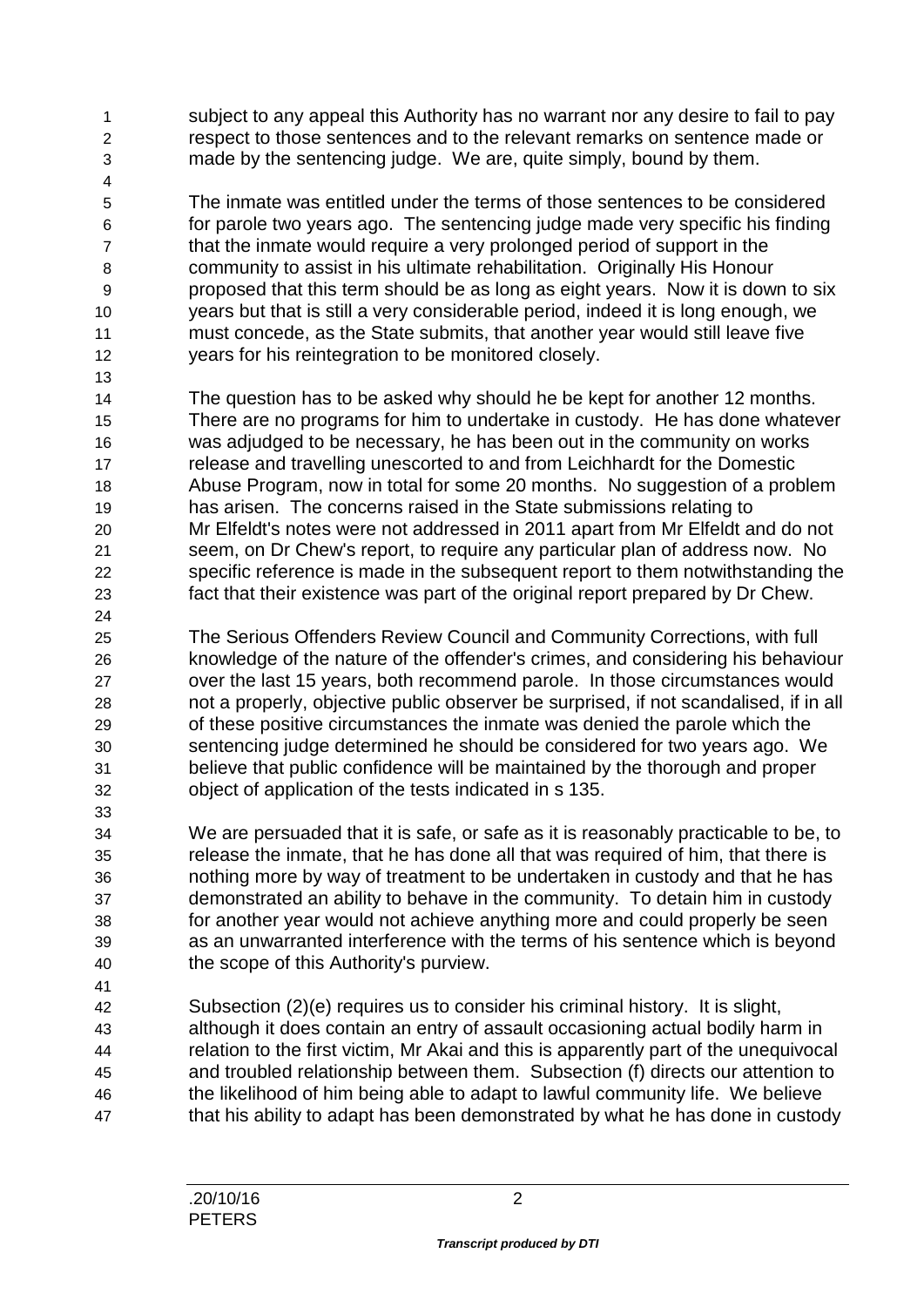subject to any appeal this Authority has no warrant nor any desire to fail to pay respect to those sentences and to the relevant remarks on sentence made or made by the sentencing judge. We are, quite simply, bound by them.

The inmate was entitled under the terms of those sentences to be considered for parole two years ago. The sentencing judge made very specific his finding that the inmate would require a very prolonged period of support in the community to assist in his ultimate rehabilitation. Originally His Honour proposed that this term should be as long as eight years. Now it is down to six years but that is still a very considerable period, indeed it is long enough, we must concede, as the State submits, that another year would still leave five years for his reintegration to be monitored closely.

The question has to be asked why should he be kept for another 12 months. There are no programs for him to undertake in custody. He has done whatever was adjudged to be necessary, he has been out in the community on works release and travelling unescorted to and from Leichhardt for the Domestic Abuse Program, now in total for some 20 months. No suggestion of a problem has arisen. The concerns raised in the State submissions relating to Mr Elfeldt's notes were not addressed in 2011 apart from Mr Elfeldt and do not seem, on Dr Chew's report, to require any particular plan of address now. No specific reference is made in the subsequent report to them notwithstanding the fact that their existence was part of the original report prepared by Dr Chew.

The Serious Offenders Review Council and Community Corrections, with full knowledge of the nature of the offender's crimes, and considering his behaviour over the last 15 years, both recommend parole. In those circumstances would not a properly, objective public observer be surprised, if not scandalised, if in all of these positive circumstances the inmate was denied the parole which the sentencing judge determined he should be considered for two years ago. We believe that public confidence will be maintained by the thorough and proper object of application of the tests indicated in s 135.

We are persuaded that it is safe, or safe as it is reasonably practicable to be, to release the inmate, that he has done all that was required of him, that there is nothing more by way of treatment to be undertaken in custody and that he has demonstrated an ability to behave in the community. To detain him in custody for another year would not achieve anything more and could properly be seen as an unwarranted interference with the terms of his sentence which is beyond the scope of this Authority's purview.

Subsection (2)(e) requires us to consider his criminal history. It is slight, although it does contain an entry of assault occasioning actual bodily harm in relation to the first victim, Mr Akai and this is apparently part of the unequivocal and troubled relationship between them. Subsection (f) directs our attention to the likelihood of him being able to adapt to lawful community life. We believe that his ability to adapt has been demonstrated by what he has done in custody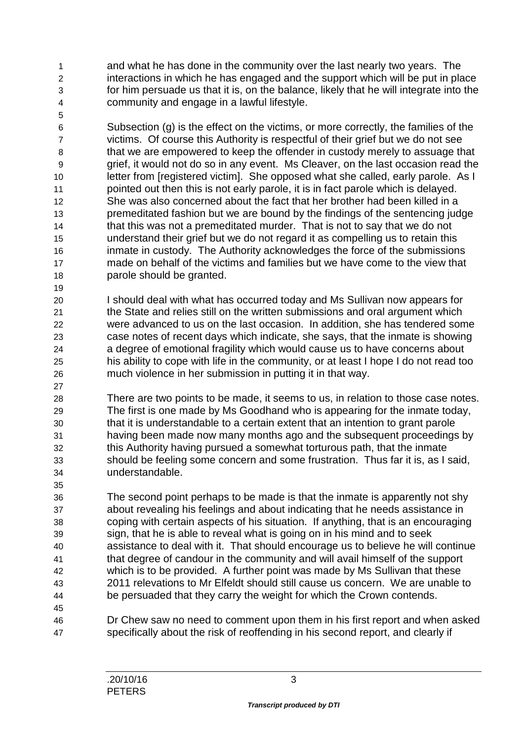and what he has done in the community over the last nearly two years. The interactions in which he has engaged and the support which will be put in place for him persuade us that it is, on the balance, likely that he will integrate into the community and engage in a lawful lifestyle.

Subsection (g) is the effect on the victims, or more correctly, the families of the victims. Of course this Authority is respectful of their grief but we do not see that we are empowered to keep the offender in custody merely to assuage that grief, it would not do so in any event. Ms Cleaver, on the last occasion read the letter from [registered victim]. She opposed what she called, early parole. As I pointed out then this is not early parole, it is in fact parole which is delayed. She was also concerned about the fact that her brother had been killed in a premeditated fashion but we are bound by the findings of the sentencing judge that this was not a premeditated murder. That is not to say that we do not understand their grief but we do not regard it as compelling us to retain this inmate in custody. The Authority acknowledges the force of the submissions made on behalf of the victims and families but we have come to the view that parole should be granted.

I should deal with what has occurred today and Ms Sullivan now appears for the State and relies still on the written submissions and oral argument which were advanced to us on the last occasion. In addition, she has tendered some case notes of recent days which indicate, she says, that the inmate is showing a degree of emotional fragility which would cause us to have concerns about his ability to cope with life in the community, or at least I hope I do not read too much violence in her submission in putting it in that way.

There are two points to be made, it seems to us, in relation to those case notes. The first is one made by Ms Goodhand who is appearing for the inmate today, that it is understandable to a certain extent that an intention to grant parole having been made now many months ago and the subsequent proceedings by this Authority having pursued a somewhat torturous path, that the inmate should be feeling some concern and some frustration. Thus far it is, as I said, understandable.

The second point perhaps to be made is that the inmate is apparently not shy about revealing his feelings and about indicating that he needs assistance in coping with certain aspects of his situation. If anything, that is an encouraging sign, that he is able to reveal what is going on in his mind and to seek assistance to deal with it. That should encourage us to believe he will continue that degree of candour in the community and will avail himself of the support which is to be provided. A further point was made by Ms Sullivan that these 2011 relevations to Mr Elfeldt should still cause us concern. We are unable to be persuaded that they carry the weight for which the Crown contends.

Dr Chew saw no need to comment upon them in his first report and when asked specifically about the risk of reoffending in his second report, and clearly if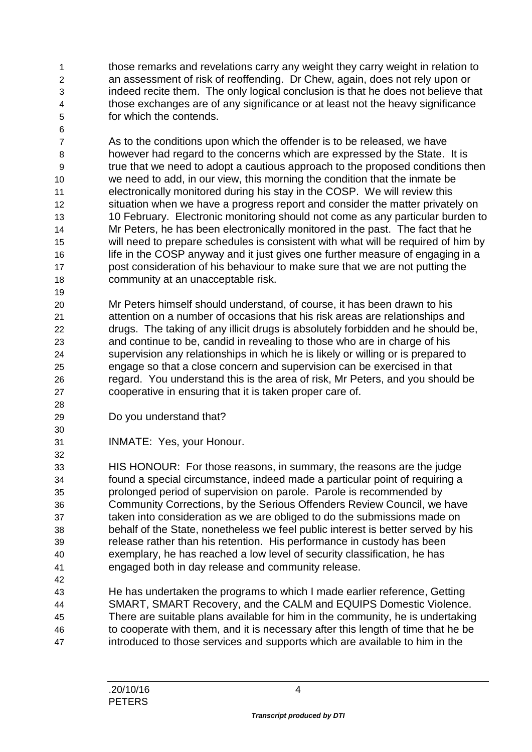those remarks and revelations carry any weight they carry weight in relation to an assessment of risk of reoffending. Dr Chew, again, does not rely upon or indeed recite them. The only logical conclusion is that he does not believe that those exchanges are of any significance or at least not the heavy significance for which the contends.

As to the conditions upon which the offender is to be released, we have however had regard to the concerns which are expressed by the State. It is true that we need to adopt a cautious approach to the proposed conditions then we need to add, in our view, this morning the condition that the inmate be electronically monitored during his stay in the COSP. We will review this situation when we have a progress report and consider the matter privately on 10 February. Electronic monitoring should not come as any particular burden to Mr Peters, he has been electronically monitored in the past. The fact that he will need to prepare schedules is consistent with what will be required of him by life in the COSP anyway and it just gives one further measure of engaging in a post consideration of his behaviour to make sure that we are not putting the community at an unacceptable risk.

Mr Peters himself should understand, of course, it has been drawn to his attention on a number of occasions that his risk areas are relationships and drugs. The taking of any illicit drugs is absolutely forbidden and he should be, and continue to be, candid in revealing to those who are in charge of his supervision any relationships in which he is likely or willing or is prepared to engage so that a close concern and supervision can be exercised in that regard. You understand this is the area of risk, Mr Peters, and you should be cooperative in ensuring that it is taken proper care of.

Do you understand that?

INMATE: Yes, your Honour.

HIS HONOUR: For those reasons, in summary, the reasons are the judge found a special circumstance, indeed made a particular point of requiring a prolonged period of supervision on parole. Parole is recommended by Community Corrections, by the Serious Offenders Review Council, we have taken into consideration as we are obliged to do the submissions made on behalf of the State, nonetheless we feel public interest is better served by his release rather than his retention. His performance in custody has been exemplary, he has reached a low level of security classification, he has engaged both in day release and community release.

He has undertaken the programs to which I made earlier reference, Getting SMART, SMART Recovery, and the CALM and EQUIPS Domestic Violence. There are suitable plans available for him in the community, he is undertaking to cooperate with them, and it is necessary after this length of time that he be introduced to those services and supports which are available to him in the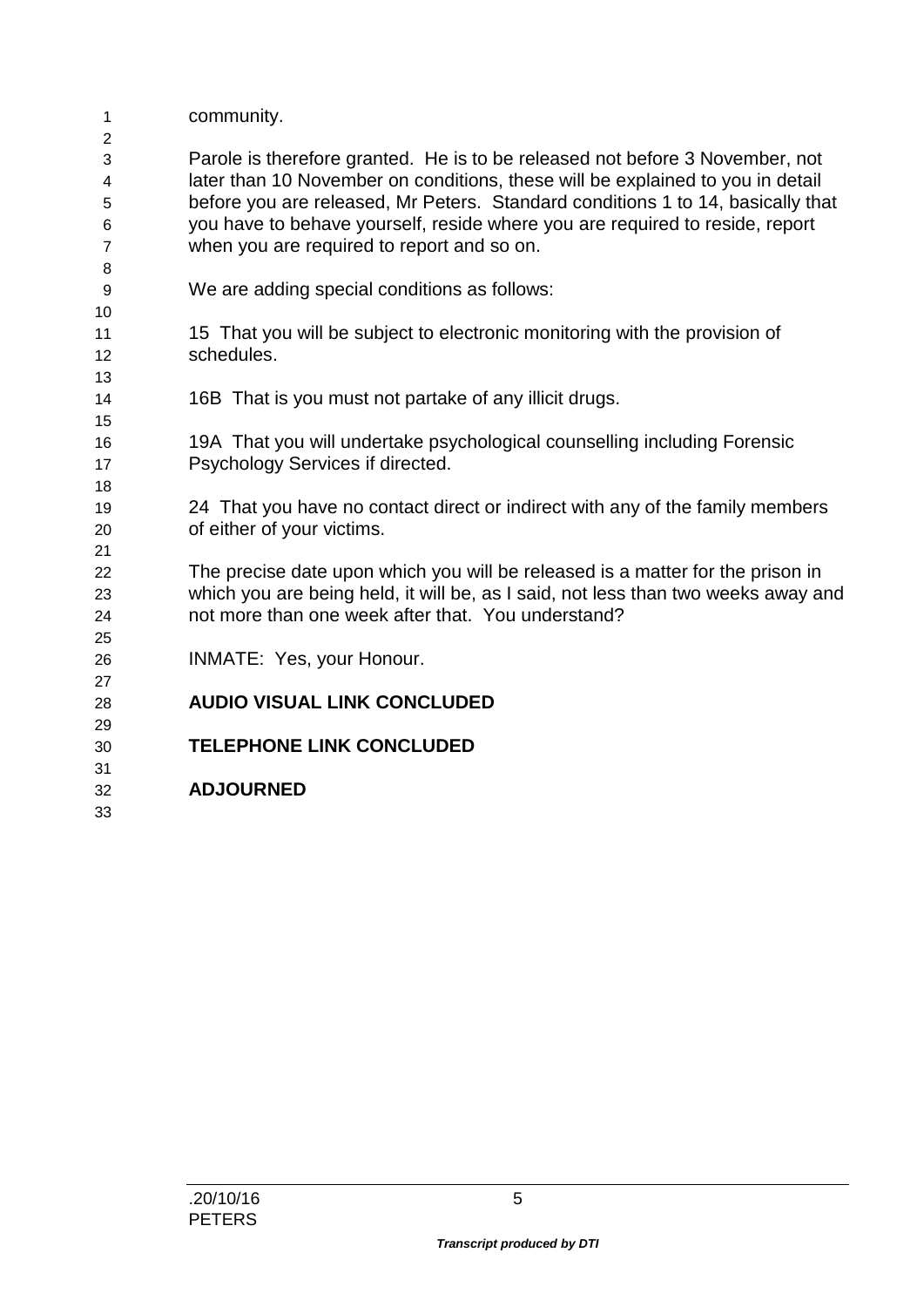community.

Parole is therefore granted. He is to be released not before 3 November, not later than 10 November on conditions, these will be explained to you in detail before you are released, Mr Peters. Standard conditions 1 to 14, basically that you have to behave yourself, reside where you are required to reside, report when you are required to report and so on.

We are adding special conditions as follows:

15 That you will be subject to electronic monitoring with the provision of schedules.

16B That is you must not partake of any illicit drugs.

19A That you will undertake psychological counselling including Forensic Psychology Services if directed.

24 That you have no contact direct or indirect with any of the family members of either of your victims.

The precise date upon which you will be released is a matter for the prison in which you are being held, it will be, as I said, not less than two weeks away and not more than one week after that. You understand?

INMATE: Yes, your Honour.

**AUDIO VISUAL LINK CONCLUDED**

**TELEPHONE LINK CONCLUDED**

**ADJOURNED**